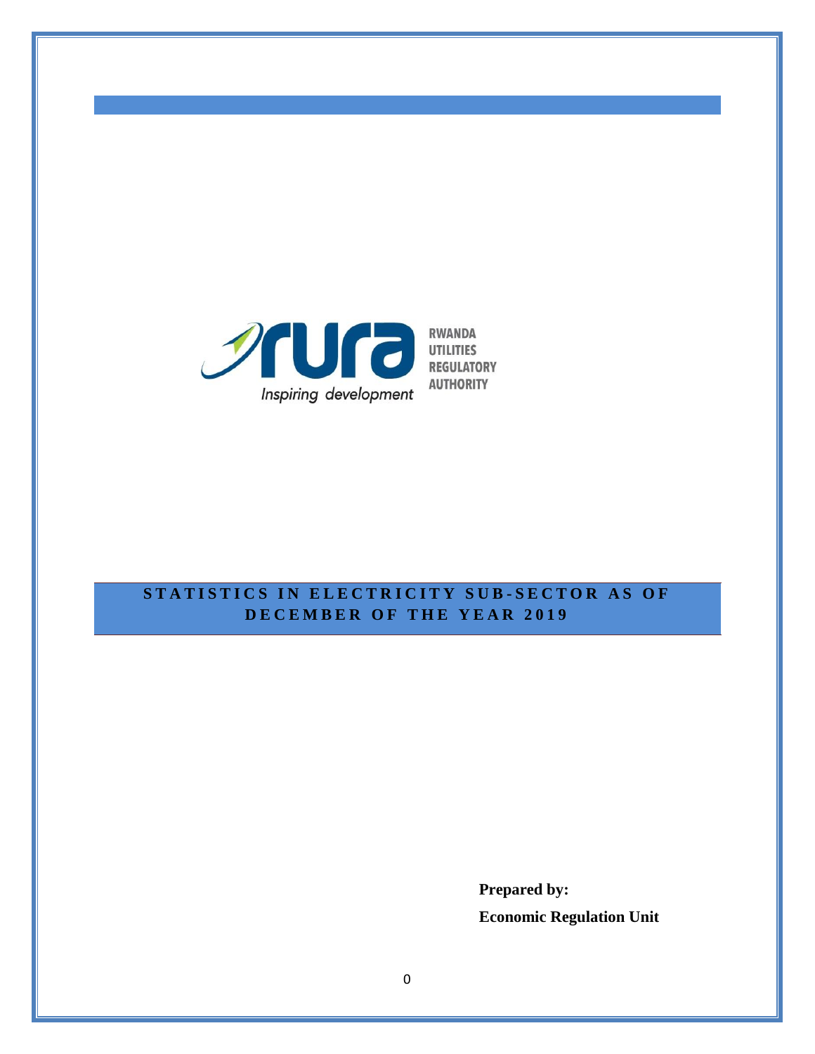RWANDA UTILITIES REGULATORY AUTHORITY

*Inspiring development*

# STATISTICS IN ELECTRICITY SUB-SECTOR AS OF DECEMBER OF THE YEAR 2019

**Prepared by:**

**Economic Regulation Unit**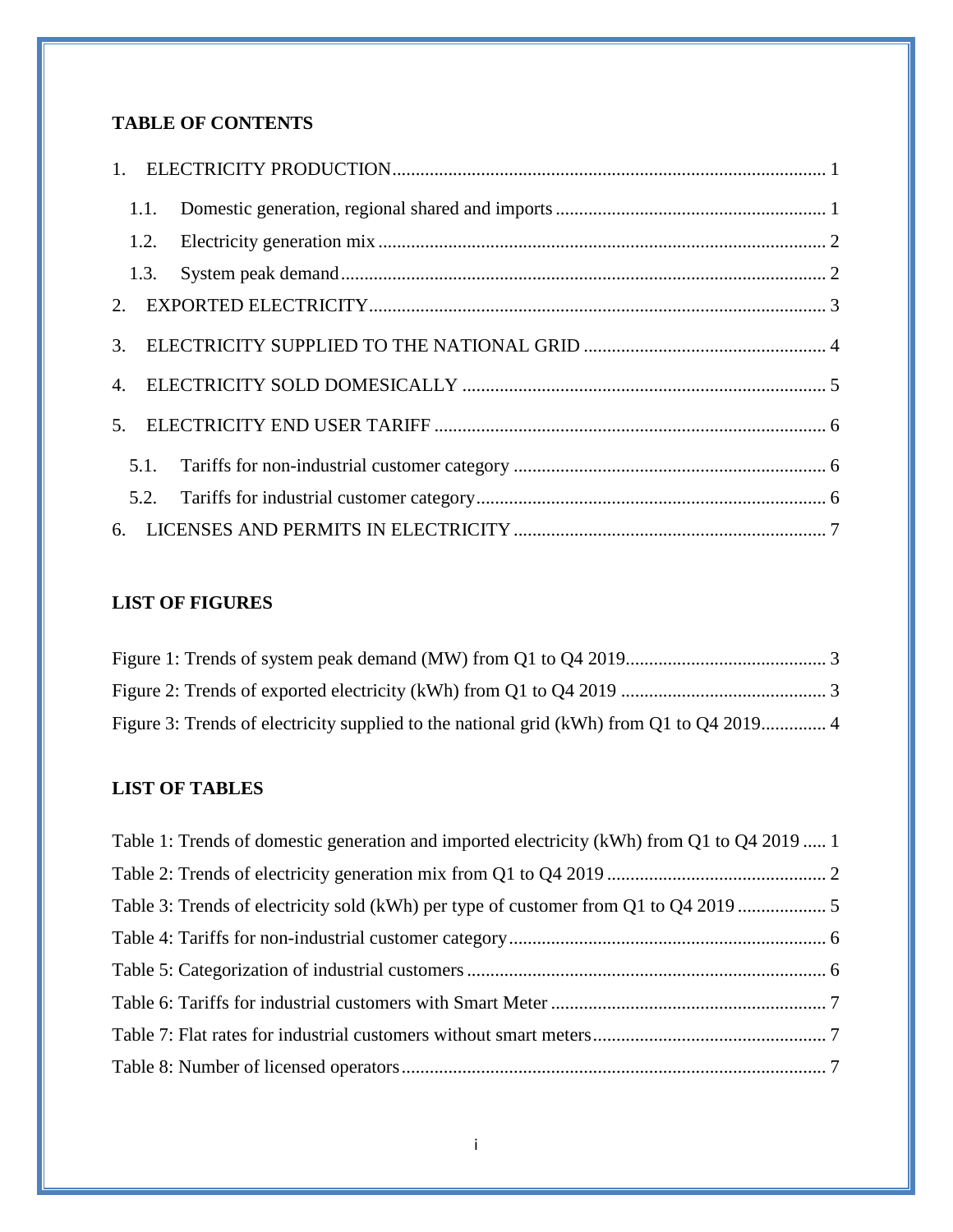## TABLE OF CONTENTS

1. ELECTRICITY PRODUCTION ..... 1
   - 1.1. Domestic generation, regional shared and imports ..... 1
   - 1.2. Electricity generation mix ..... 2
   - 1.3. System peak demand ..... 2
2. EXPORTED ELECTRICITY ..... 3
3. ELECTRICITY SUPPLIED TO THE NATIONAL GRID ..... 4
4. ELECTRICITY SOLD DOMESICALLY ..... 5
5. ELECTRICITY END USER TARIFF ..... 6
   - 5.1. Tariffs for non-industrial customer category ..... 6
   - 5.2. Tariffs for industrial customer category ..... 6
6. LICENSES AND PERMITS IN ELECTRICITY ..... 7

## LIST OF FIGURES

Figure 1: Trends of system peak demand (MW) from Q1 to Q4 2019 ..... 3

Figure 2: Trends of exported electricity (kWh) from Q1 to Q4 2019 ..... 3

Figure 3: Trends of electricity supplied to the national grid (kWh) from Q1 to Q4 2019 ..... 4

## LIST OF TABLES

Table 1: Trends of domestic generation and imported electricity (kWh) from Q1 to Q4 2019 ..... 1

Table 2: Trends of electricity generation mix from Q1 to Q4 2019 ..... 2

Table 3: Trends of electricity sold (kWh) per type of customer from Q1 to Q4 2019 ..... 5

Table 4: Tariffs for non-industrial customer category ..... 6

Table 5: Categorization of industrial customers ..... 6

Table 6: Tariffs for industrial customers with Smart Meter ..... 7

Table 7: Flat rates for industrial customers without smart meters ..... 7

Table 8: Number of licensed operators ..... 7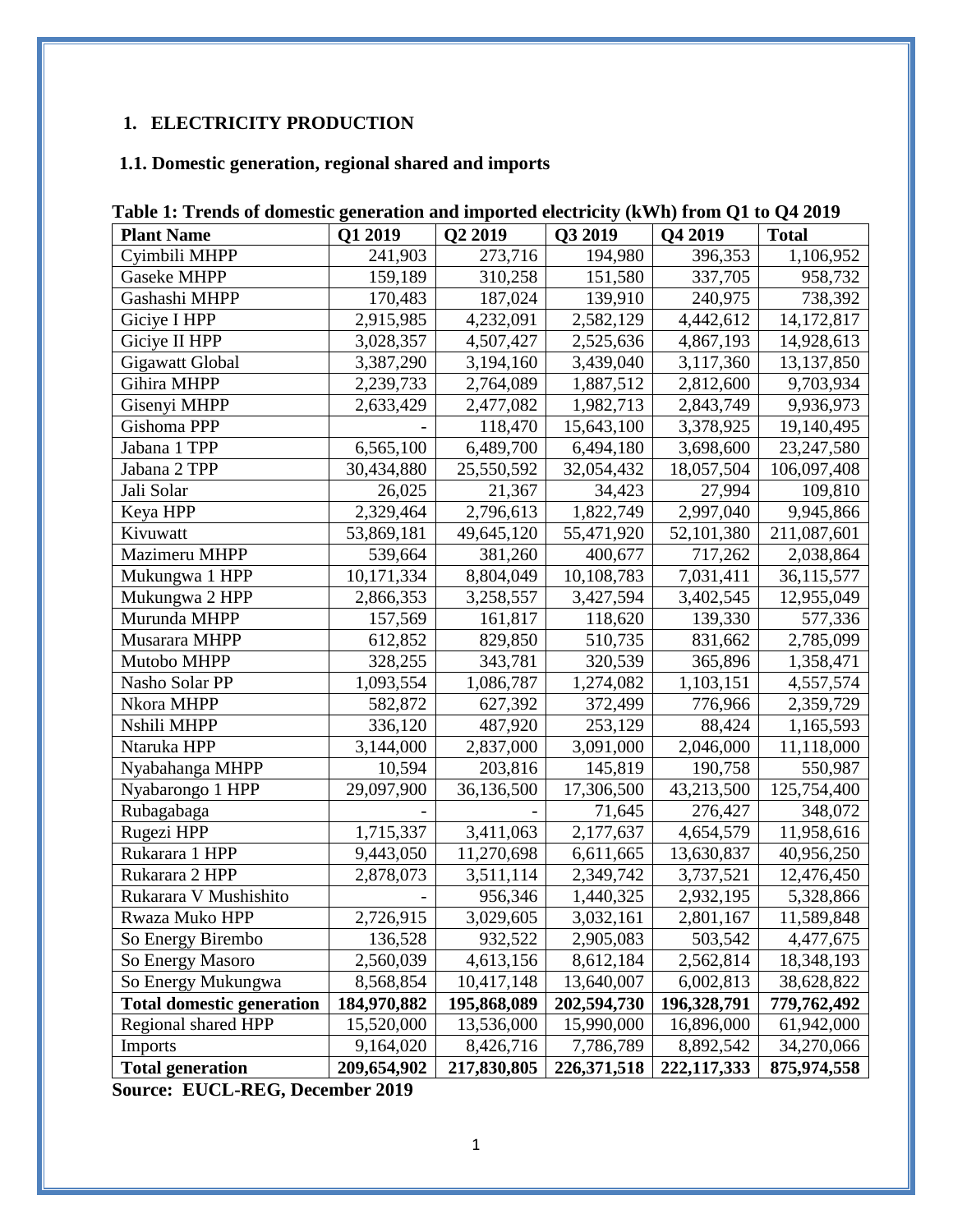# 1. ELECTRICITY PRODUCTION

## 1.1. Domestic generation, regional shared and imports

**Table 1: Trends of domestic generation and imported electricity (kWh) from Q1 to Q4 2019**

| Plant Name | Q1 2019 | Q2 2019 | Q3 2019 | Q4 2019 | Total |
|---|---|---|---|---|---|
| Cyimbili MHPP | 241,903 | 273,716 | 194,980 | 396,353 | 1,106,952 |
| Gaseke MHPP | 159,189 | 310,258 | 151,580 | 337,705 | 958,732 |
| Gashashi MHPP | 170,483 | 187,024 | 139,910 | 240,975 | 738,392 |
| Giciye I HPP | 2,915,985 | 4,232,091 | 2,582,129 | 4,442,612 | 14,172,817 |
| Giciye II HPP | 3,028,357 | 4,507,427 | 2,525,636 | 4,867,193 | 14,928,613 |
| Gigawatt Global | 3,387,290 | 3,194,160 | 3,439,040 | 3,117,360 | 13,137,850 |
| Gihira MHPP | 2,239,733 | 2,764,089 | 1,887,512 | 2,812,600 | 9,703,934 |
| Gisenyi MHPP | 2,633,429 | 2,477,082 | 1,982,713 | 2,843,749 | 9,936,973 |
| Gishoma PPP | - | 118,470 | 15,643,100 | 3,378,925 | 19,140,495 |
| Jabana 1 TPP | 6,565,100 | 6,489,700 | 6,494,180 | 3,698,600 | 23,247,580 |
| Jabana 2 TPP | 30,434,880 | 25,550,592 | 32,054,432 | 18,057,504 | 106,097,408 |
| Jali Solar | 26,025 | 21,367 | 34,423 | 27,994 | 109,810 |
| Keya HPP | 2,329,464 | 2,796,613 | 1,822,749 | 2,997,040 | 9,945,866 |
| Kivuwatt | 53,869,181 | 49,645,120 | 55,471,920 | 52,101,380 | 211,087,601 |
| Mazimeru MHPP | 539,664 | 381,260 | 400,677 | 717,262 | 2,038,864 |
| Mukungwa 1 HPP | 10,171,334 | 8,804,049 | 10,108,783 | 7,031,411 | 36,115,577 |
| Mukungwa 2 HPP | 2,866,353 | 3,258,557 | 3,427,594 | 3,402,545 | 12,955,049 |
| Murunda MHPP | 157,569 | 161,817 | 118,620 | 139,330 | 577,336 |
| Musarara MHPP | 612,852 | 829,850 | 510,735 | 831,662 | 2,785,099 |
| Mutobo MHPP | 328,255 | 343,781 | 320,539 | 365,896 | 1,358,471 |
| Nasho Solar PP | 1,093,554 | 1,086,787 | 1,274,082 | 1,103,151 | 4,557,574 |
| Nkora MHPP | 582,872 | 627,392 | 372,499 | 776,966 | 2,359,729 |
| Nshili MHPP | 336,120 | 487,920 | 253,129 | 88,424 | 1,165,593 |
| Ntaruka HPP | 3,144,000 | 2,837,000 | 3,091,000 | 2,046,000 | 11,118,000 |
| Nyabahanga MHPP | 10,594 | 203,816 | 145,819 | 190,758 | 550,987 |
| Nyabarongo 1 HPP | 29,097,900 | 36,136,500 | 17,306,500 | 43,213,500 | 125,754,400 |
| Rubagabaga | - | - | 71,645 | 276,427 | 348,072 |
| Rugezi HPP | 1,715,337 | 3,411,063 | 2,177,637 | 4,654,579 | 11,958,616 |
| Rukarara 1 HPP | 9,443,050 | 11,270,698 | 6,611,665 | 13,630,837 | 40,956,250 |
| Rukarara 2 HPP | 2,878,073 | 3,511,114 | 2,349,742 | 3,737,521 | 12,476,450 |
| Rukarara V Mushishito | - | 956,346 | 1,440,325 | 2,932,195 | 5,328,866 |
| Rwaza Muko HPP | 2,726,915 | 3,029,605 | 3,032,161 | 2,801,167 | 11,589,848 |
| So Energy Birembo | 136,528 | 932,522 | 2,905,083 | 503,542 | 4,477,675 |
| So Energy Masoro | 2,560,039 | 4,613,156 | 8,612,184 | 2,562,814 | 18,348,193 |
| So Energy Mukungwa | 8,568,854 | 10,417,148 | 13,640,007 | 6,002,813 | 38,628,822 |
| **Total domestic generation** | **184,970,882** | **195,868,089** | **202,594,730** | **196,328,791** | **779,762,492** |
| Regional shared HPP | 15,520,000 | 13,536,000 | 15,990,000 | 16,896,000 | 61,942,000 |
| Imports | 9,164,020 | 8,426,716 | 7,786,789 | 8,892,542 | 34,270,066 |
| **Total generation** | **209,654,902** | **217,830,805** | **226,371,518** | **222,117,333** | **875,974,558** |

**Source: EUCL-REG, December 2019**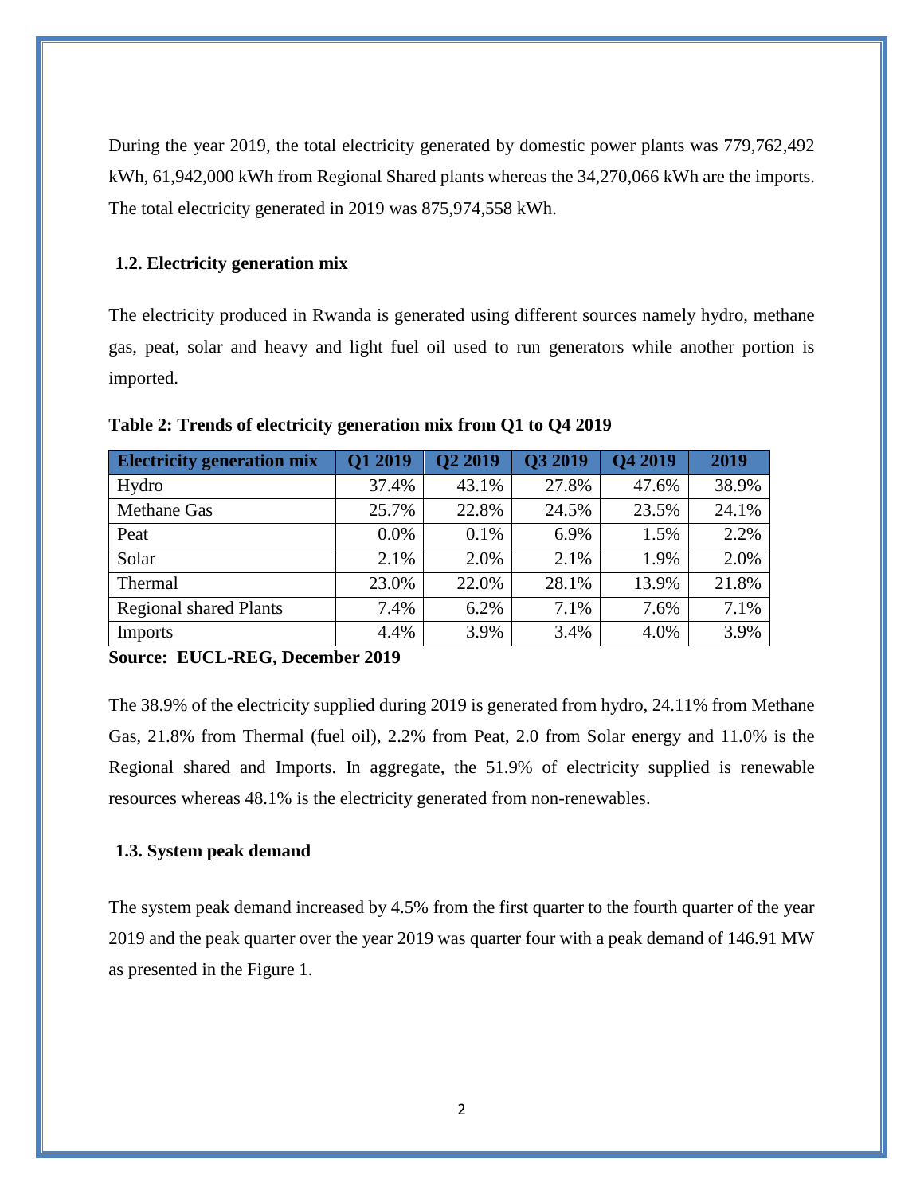During the year 2019, the total electricity generated by domestic power plants was 779,762,492 kWh, 61,942,000 kWh from Regional Shared plants whereas the 34,270,066 kWh are the imports. The total electricity generated in 2019 was 875,974,558 kWh.

### 1.2. Electricity generation mix

The electricity produced in Rwanda is generated using different sources namely hydro, methane gas, peat, solar and heavy and light fuel oil used to run generators while another portion is imported.

**Table 2: Trends of electricity generation mix from Q1 to Q4 2019**

| Electricity generation mix | Q1 2019 | Q2 2019 | Q3 2019 | Q4 2019 | 2019 |
|---|---|---|---|---|---|
| Hydro | 37.4% | 43.1% | 27.8% | 47.6% | 38.9% |
| Methane Gas | 25.7% | 22.8% | 24.5% | 23.5% | 24.1% |
| Peat | 0.0% | 0.1% | 6.9% | 1.5% | 2.2% |
| Solar | 2.1% | 2.0% | 2.1% | 1.9% | 2.0% |
| Thermal | 23.0% | 22.0% | 28.1% | 13.9% | 21.8% |
| Regional shared Plants | 7.4% | 6.2% | 7.1% | 7.6% | 7.1% |
| Imports | 4.4% | 3.9% | 3.4% | 4.0% | 3.9% |

**Source: EUCL-REG, December 2019**

The 38.9% of the electricity supplied during 2019 is generated from hydro, 24.11% from Methane Gas, 21.8% from Thermal (fuel oil), 2.2% from Peat, 2.0 from Solar energy and 11.0% is the Regional shared and Imports. In aggregate, the 51.9% of electricity supplied is renewable resources whereas 48.1% is the electricity generated from non-renewables.

### 1.3. System peak demand

The system peak demand increased by 4.5% from the first quarter to the fourth quarter of the year 2019 and the peak quarter over the year 2019 was quarter four with a peak demand of 146.91 MW as presented in the Figure 1.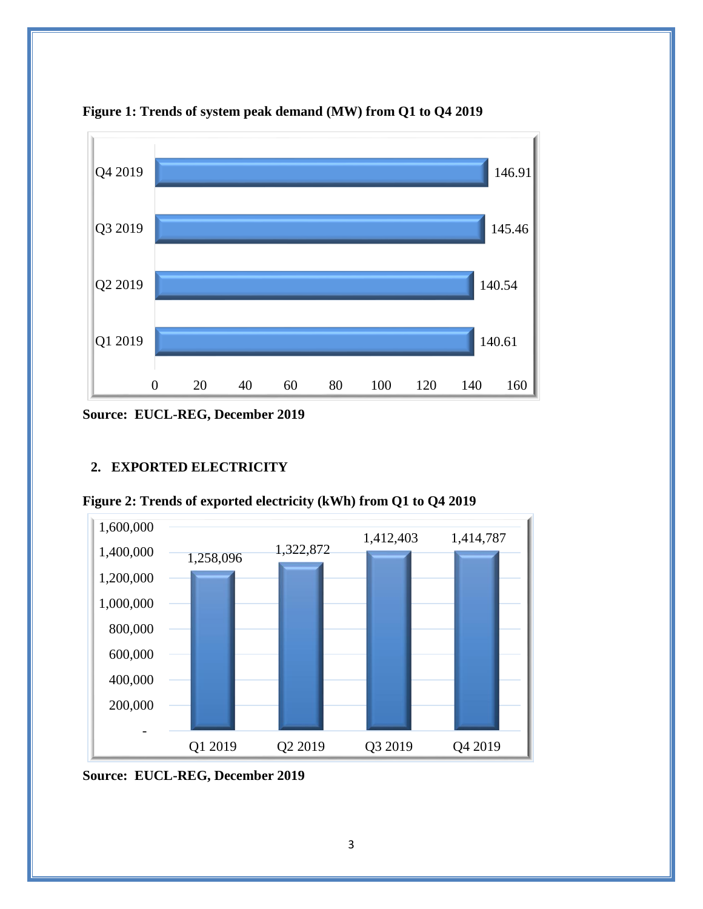**Figure 1: Trends of system peak demand (MW) from Q1 to Q4 2019**

| Quarter | Peak demand (MW) |
|---|---|
| Q1 2019 | 140.61 |
| Q2 2019 | 140.54 |
| Q3 2019 | 145.46 |
| Q4 2019 | 146.91 |

**Source: EUCL-REG, December 2019**

## 2. EXPORTED ELECTRICITY

**Figure 2: Trends of exported electricity (kWh) from Q1 to Q4 2019**

| Quarter | Exported electricity (kWh) |
|---|---|
| Q1 2019 | 1,258,096 |
| Q2 2019 | 1,322,872 |
| Q3 2019 | 1,412,403 |
| Q4 2019 | 1,414,787 |

**Source: EUCL-REG, December 2019**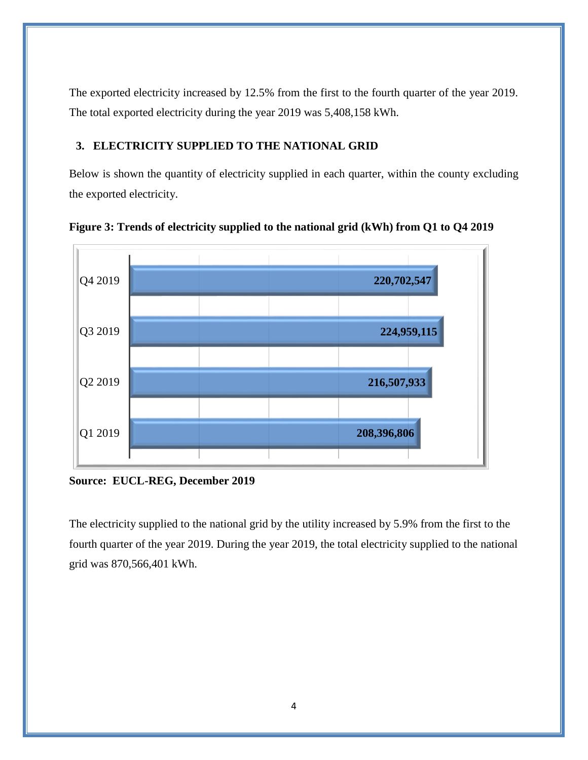The exported electricity increased by 12.5% from the first to the fourth quarter of the year 2019. The total exported electricity during the year 2019 was 5,408,158 kWh.

## 3. ELECTRICITY SUPPLIED TO THE NATIONAL GRID

Below is shown the quantity of electricity supplied in each quarter, within the county excluding the exported electricity.

**Figure 3: Trends of electricity supplied to the national grid (kWh) from Q1 to Q4 2019**

| Quarter | kWh |
|---|---|
| Q4 2019 | 220,702,547 |
| Q3 2019 | 224,959,115 |
| Q2 2019 | 216,507,933 |
| Q1 2019 | 208,396,806 |

**Source: EUCL-REG, December 2019**

The electricity supplied to the national grid by the utility increased by 5.9% from the first to the fourth quarter of the year 2019. During the year 2019, the total electricity supplied to the national grid was 870,566,401 kWh.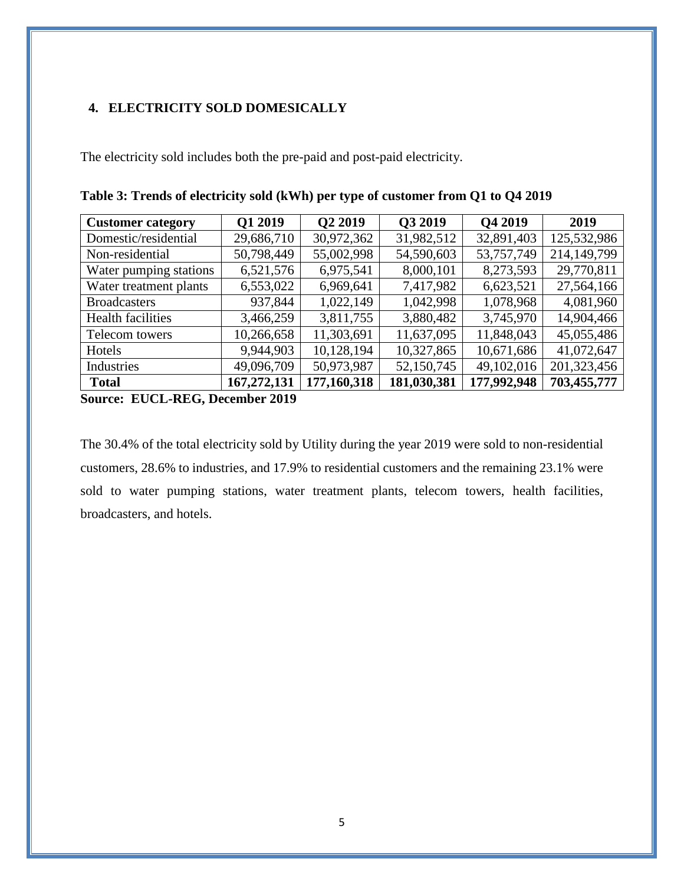## 4. ELECTRICITY SOLD DOMESICALLY

The electricity sold includes both the pre-paid and post-paid electricity.

**Table 3: Trends of electricity sold (kWh) per type of customer from Q1 to Q4 2019**

| Customer category | Q1 2019 | Q2 2019 | Q3 2019 | Q4 2019 | 2019 |
|---|---|---|---|---|---|
| Domestic/residential | 29,686,710 | 30,972,362 | 31,982,512 | 32,891,403 | 125,532,986 |
| Non-residential | 50,798,449 | 55,002,998 | 54,590,603 | 53,757,749 | 214,149,799 |
| Water pumping stations | 6,521,576 | 6,975,541 | 8,000,101 | 8,273,593 | 29,770,811 |
| Water treatment plants | 6,553,022 | 6,969,641 | 7,417,982 | 6,623,521 | 27,564,166 |
| Broadcasters | 937,844 | 1,022,149 | 1,042,998 | 1,078,968 | 4,081,960 |
| Health facilities | 3,466,259 | 3,811,755 | 3,880,482 | 3,745,970 | 14,904,466 |
| Telecom towers | 10,266,658 | 11,303,691 | 11,637,095 | 11,848,043 | 45,055,486 |
| Hotels | 9,944,903 | 10,128,194 | 10,327,865 | 10,671,686 | 41,072,647 |
| Industries | 49,096,709 | 50,973,987 | 52,150,745 | 49,102,016 | 201,323,456 |
| **Total** | **167,272,131** | **177,160,318** | **181,030,381** | **177,992,948** | **703,455,777** |

**Source: EUCL-REG, December 2019**

The 30.4% of the total electricity sold by Utility during the year 2019 were sold to non-residential customers, 28.6% to industries, and 17.9% to residential customers and the remaining 23.1% were sold to water pumping stations, water treatment plants, telecom towers, health facilities, broadcasters, and hotels.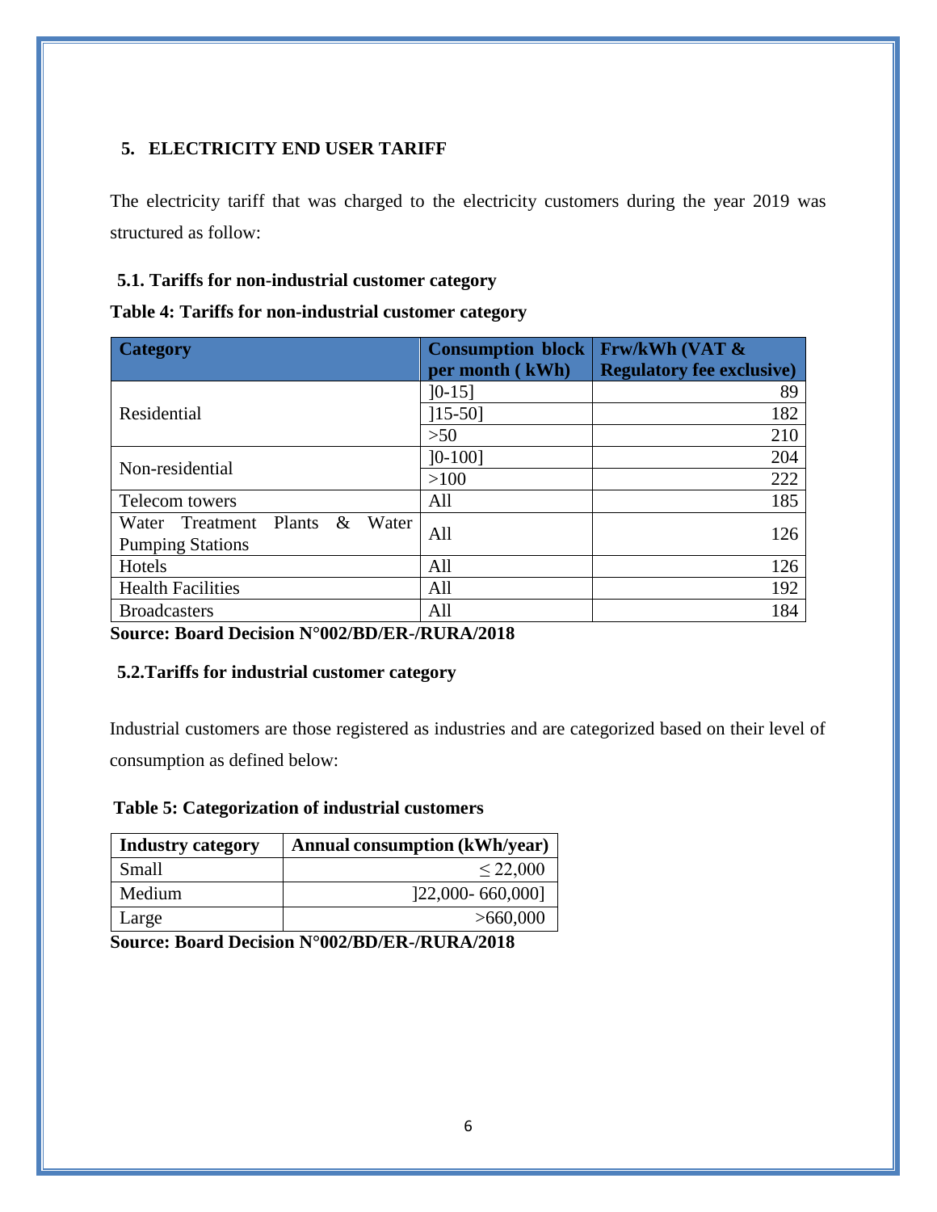## 5. ELECTRICITY END USER TARIFF

The electricity tariff that was charged to the electricity customers during the year 2019 was structured as follow:

### 5.1. Tariffs for non-industrial customer category

**Table 4: Tariffs for non-industrial customer category**

| Category | Consumption block per month ( kWh) | Frw/kWh (VAT & Regulatory fee exclusive) |
|---|---|---|
| Residential | ]0-15] | 89 |
| | ]15-50] | 182 |
| | >50 | 210 |
| Non-residential | ]0-100] | 204 |
| | >100 | 222 |
| Telecom towers | All | 185 |
| Water Treatment Plants & Water Pumping Stations | All | 126 |
| Hotels | All | 126 |
| Health Facilities | All | 192 |
| Broadcasters | All | 184 |

**Source: Board Decision N°002/BD/ER-/RURA/2018**

### 5.2.Tariffs for industrial customer category

Industrial customers are those registered as industries and are categorized based on their level of consumption as defined below:

**Table 5: Categorization of industrial customers**

| Industry category | Annual consumption (kWh/year) |
|---|---|
| Small | $\leq$ 22,000 |
| Medium | ]22,000- 660,000] |
| Large | >660,000 |

**Source: Board Decision N°002/BD/ER-/RURA/2018**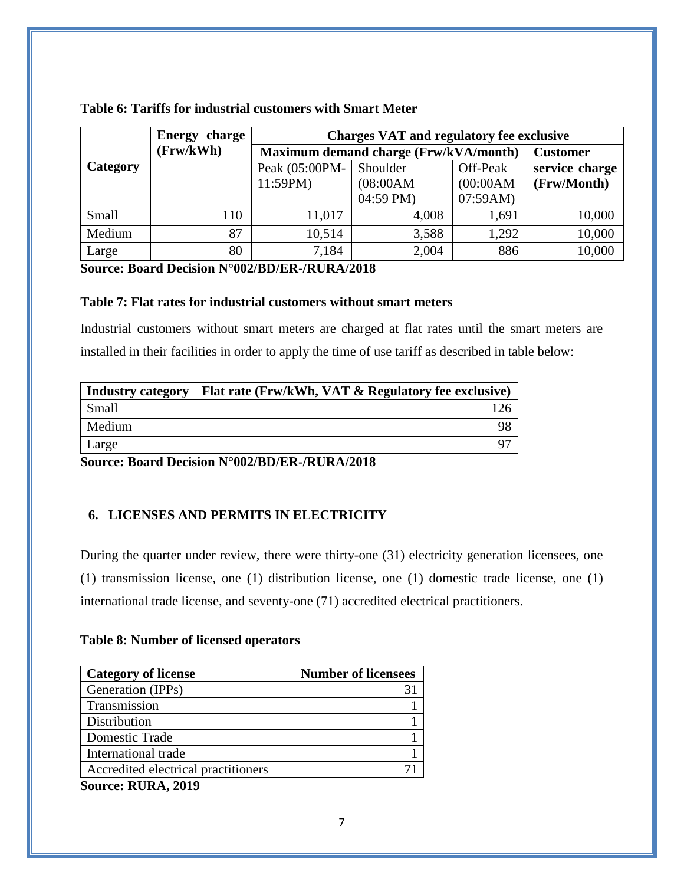**Table 6: Tariffs for industrial customers with Smart Meter**

| Category | Energy charge (Frw/kWh) | Charges VAT and regulatory fee exclusive | | | |
|---|---|---|---|---|---|
| | | Maximum demand charge (Frw/kVA/month) | | | Customer service charge (Frw/Month) |
| | | Peak (05:00PM-11:59PM) | Shoulder (08:00AM 04:59 PM) | Off-Peak (00:00AM 07:59AM) | |
| Small | 110 | 11,017 | 4,008 | 1,691 | 10,000 |
| Medium | 87 | 10,514 | 3,588 | 1,292 | 10,000 |
| Large | 80 | 7,184 | 2,004 | 886 | 10,000 |

**Source: Board Decision N°002/BD/ER-/RURA/2018**

**Table 7: Flat rates for industrial customers without smart meters**

Industrial customers without smart meters are charged at flat rates until the smart meters are installed in their facilities in order to apply the time of use tariff as described in table below:

| Industry category | Flat rate (Frw/kWh, VAT & Regulatory fee exclusive) |
|---|---|
| Small | 126 |
| Medium | 98 |
| Large | 97 |

**Source: Board Decision N°002/BD/ER-/RURA/2018**

## 6. LICENSES AND PERMITS IN ELECTRICITY

During the quarter under review, there were thirty-one (31) electricity generation licensees, one (1) transmission license, one (1) distribution license, one (1) domestic trade license, one (1) international trade license, and seventy-one (71) accredited electrical practitioners.

**Table 8: Number of licensed operators**

| Category of license | Number of licensees |
|---|---|
| Generation (IPPs) | 31 |
| Transmission | 1 |
| Distribution | 1 |
| Domestic Trade | 1 |
| International trade | 1 |
| Accredited electrical practitioners | 71 |

**Source: RURA, 2019**